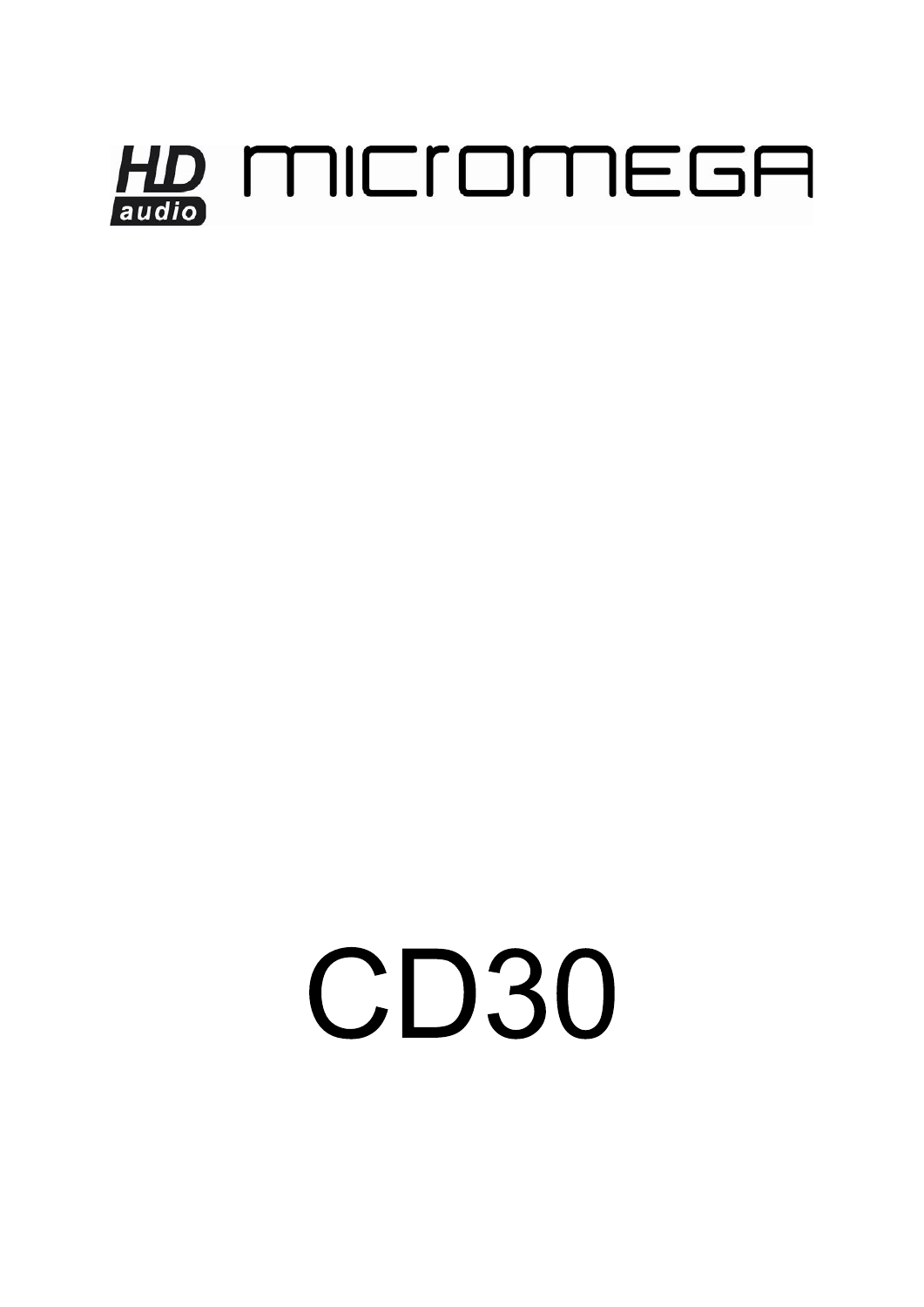HD audio MICROMEGA

# CD30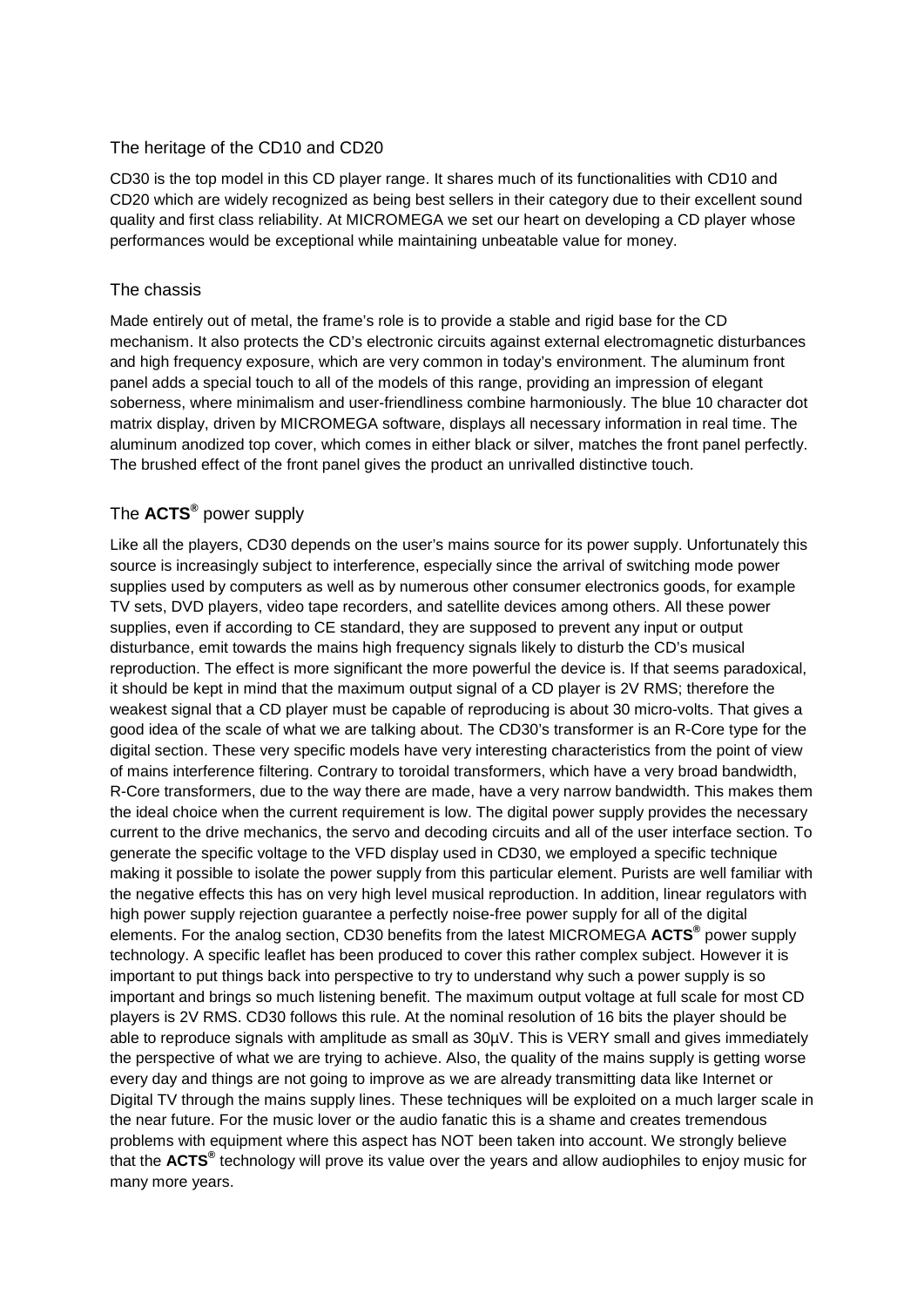## The heritage of the CD10 and CD20

CD30 is the top model in this CD player range. It shares much of its functionalities with CD10 and CD20 which are widely recognized as being best sellers in their category due to their excellent sound quality and first class reliability. At MICROMEGA we set our heart on developing a CD player whose performances would be exceptional while maintaining unbeatable value for money.

## The chassis

Made entirely out of metal, the frame's role is to provide a stable and rigid base for the CD mechanism. It also protects the CD's electronic circuits against external electromagnetic disturbances and high frequency exposure, which are very common in today's environment. The aluminum front panel adds a special touch to all of the models of this range, providing an impression of elegant soberness, where minimalism and user-friendliness combine harmoniously. The blue 10 character dot matrix display, driven by MICROMEGA software, displays all necessary information in real time. The aluminum anodized top cover, which comes in either black or silver, matches the front panel perfectly. The brushed effect of the front panel gives the product an unrivalled distinctive touch.

## The **ACTS®** power supply

Like all the players, CD30 depends on the user's mains source for its power supply. Unfortunately this source is increasingly subject to interference, especially since the arrival of switching mode power supplies used by computers as well as by numerous other consumer electronics goods, for example TV sets, DVD players, video tape recorders, and satellite devices among others. All these power supplies, even if according to CE standard, they are supposed to prevent any input or output disturbance, emit towards the mains high frequency signals likely to disturb the CD's musical reproduction. The effect is more significant the more powerful the device is. If that seems paradoxical, it should be kept in mind that the maximum output signal of a CD player is 2V RMS; therefore the weakest signal that a CD player must be capable of reproducing is about 30 micro-volts. That gives a good idea of the scale of what we are talking about. The CD30's transformer is an R-Core type for the digital section. These very specific models have very interesting characteristics from the point of view of mains interference filtering. Contrary to toroidal transformers, which have a very broad bandwidth, R-Core transformers, due to the way there are made, have a very narrow bandwidth. This makes them the ideal choice when the current requirement is low. The digital power supply provides the necessary current to the drive mechanics, the servo and decoding circuits and all of the user interface section. To generate the specific voltage to the VFD display used in CD30, we employed a specific technique making it possible to isolate the power supply from this particular element. Purists are well familiar with the negative effects this has on very high level musical reproduction. In addition, linear regulators with high power supply rejection guarantee a perfectly noise-free power supply for all of the digital elements. For the analog section, CD30 benefits from the latest MICROMEGA **ACTS®** power supply technology. A specific leaflet has been produced to cover this rather complex subject. However it is important to put things back into perspective to try to understand why such a power supply is so important and brings so much listening benefit. The maximum output voltage at full scale for most CD players is 2V RMS. CD30 follows this rule. At the nominal resolution of 16 bits the player should be able to reproduce signals with amplitude as small as 30µV. This is VERY small and gives immediately the perspective of what we are trying to achieve. Also, the quality of the mains supply is getting worse every day and things are not going to improve as we are already transmitting data like Internet or Digital TV through the mains supply lines. These techniques will be exploited on a much larger scale in the near future. For the music lover or the audio fanatic this is a shame and creates tremendous problems with equipment where this aspect has NOT been taken into account. We strongly believe that the **ACTS®** technology will prove its value over the years and allow audiophiles to enjoy music for many more years.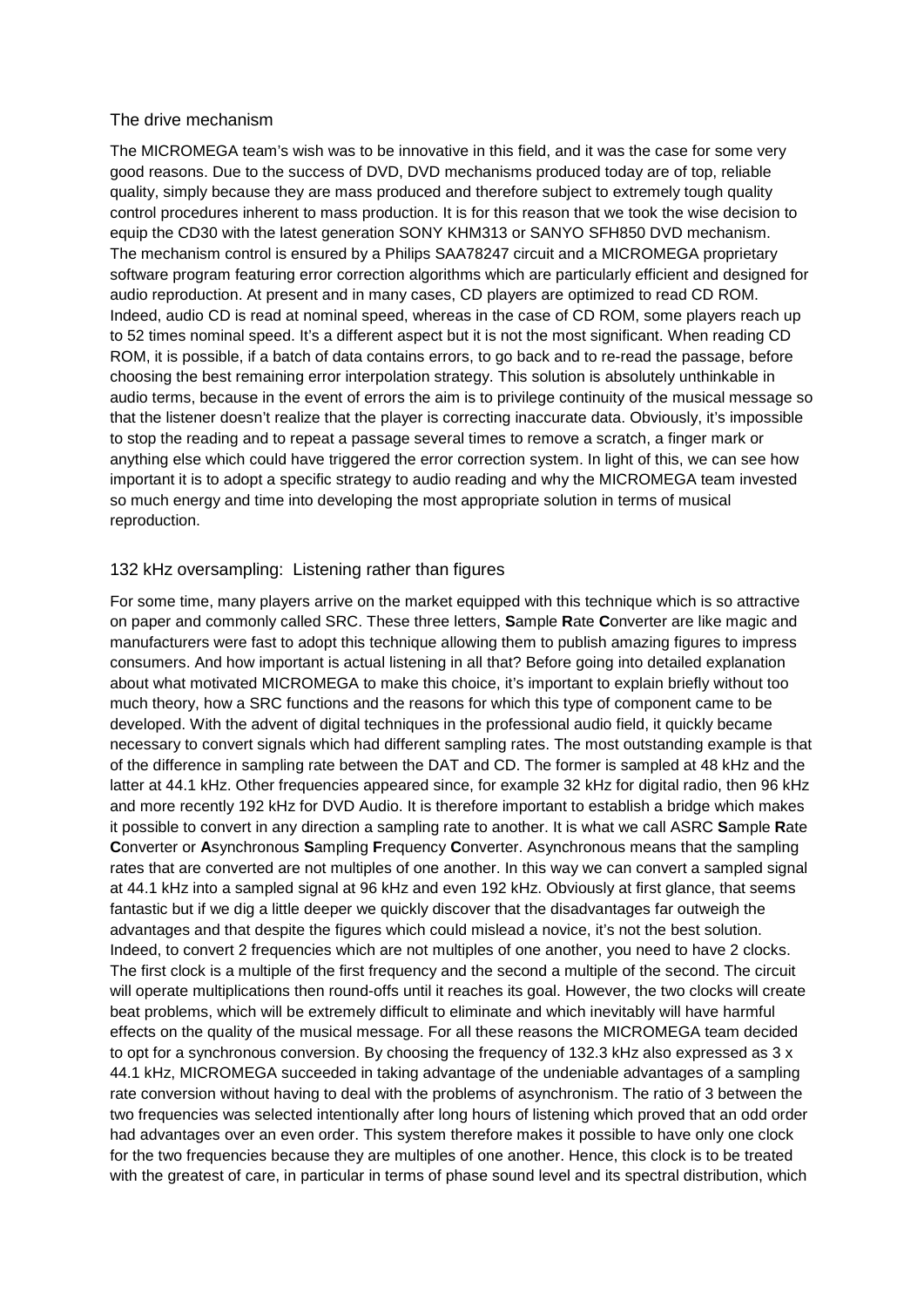## The drive mechanism

The MICROMEGA team's wish was to be innovative in this field, and it was the case for some very good reasons. Due to the success of DVD, DVD mechanisms produced today are of top, reliable quality, simply because they are mass produced and therefore subject to extremely tough quality control procedures inherent to mass production. It is for this reason that we took the wise decision to equip the CD30 with the latest generation SONY KHM313 or SANYO SFH850 DVD mechanism. The mechanism control is ensured by a Philips SAA78247 circuit and a MICROMEGA proprietary software program featuring error correction algorithms which are particularly efficient and designed for audio reproduction. At present and in many cases, CD players are optimized to read CD ROM. Indeed, audio CD is read at nominal speed, whereas in the case of CD ROM, some players reach up to 52 times nominal speed. It's a different aspect but it is not the most significant. When reading CD ROM, it is possible, if a batch of data contains errors, to go back and to re-read the passage, before choosing the best remaining error interpolation strategy. This solution is absolutely unthinkable in audio terms, because in the event of errors the aim is to privilege continuity of the musical message so that the listener doesn't realize that the player is correcting inaccurate data. Obviously, it's impossible to stop the reading and to repeat a passage several times to remove a scratch, a finger mark or anything else which could have triggered the error correction system. In light of this, we can see how important it is to adopt a specific strategy to audio reading and why the MICROMEGA team invested so much energy and time into developing the most appropriate solution in terms of musical reproduction.

## 132 kHz oversampling: Listening rather than figures

For some time, many players arrive on the market equipped with this technique which is so attractive on paper and commonly called SRC. These three letters, **S**ample **R**ate **C**onverter are like magic and manufacturers were fast to adopt this technique allowing them to publish amazing figures to impress consumers. And how important is actual listening in all that? Before going into detailed explanation about what motivated MICROMEGA to make this choice, it's important to explain briefly without too much theory, how a SRC functions and the reasons for which this type of component came to be developed. With the advent of digital techniques in the professional audio field, it quickly became necessary to convert signals which had different sampling rates. The most outstanding example is that of the difference in sampling rate between the DAT and CD. The former is sampled at 48 kHz and the latter at 44.1 kHz. Other frequencies appeared since, for example 32 kHz for digital radio, then 96 kHz and more recently 192 kHz for DVD Audio. It is therefore important to establish a bridge which makes it possible to convert in any direction a sampling rate to another. It is what we call ASRC **S**ample **R**ate **C**onverter or **A**synchronous **S**ampling **F**requency **C**onverter. Asynchronous means that the sampling rates that are converted are not multiples of one another. In this way we can convert a sampled signal at 44.1 kHz into a sampled signal at 96 kHz and even 192 kHz. Obviously at first glance, that seems fantastic but if we dig a little deeper we quickly discover that the disadvantages far outweigh the advantages and that despite the figures which could mislead a novice, it's not the best solution. Indeed, to convert 2 frequencies which are not multiples of one another, you need to have 2 clocks. The first clock is a multiple of the first frequency and the second a multiple of the second. The circuit will operate multiplications then round-offs until it reaches its goal. However, the two clocks will create beat problems, which will be extremely difficult to eliminate and which inevitably will have harmful effects on the quality of the musical message. For all these reasons the MICROMEGA team decided to opt for a synchronous conversion. By choosing the frequency of 132.3 kHz also expressed as 3 x 44.1 kHz, MICROMEGA succeeded in taking advantage of the undeniable advantages of a sampling rate conversion without having to deal with the problems of asynchronism. The ratio of 3 between the two frequencies was selected intentionally after long hours of listening which proved that an odd order had advantages over an even order. This system therefore makes it possible to have only one clock for the two frequencies because they are multiples of one another. Hence, this clock is to be treated with the greatest of care, in particular in terms of phase sound level and its spectral distribution, which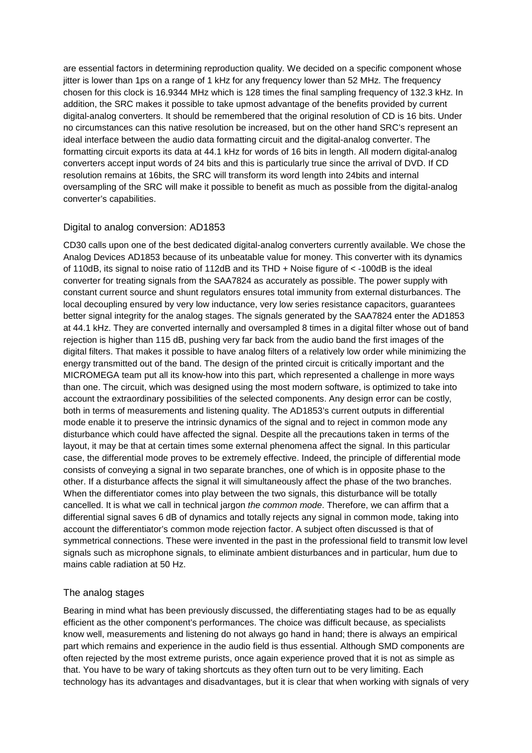are essential factors in determining reproduction quality. We decided on a specific component whose jitter is lower than 1ps on a range of 1 kHz for any frequency lower than 52 MHz. The frequency chosen for this clock is 16.9344 MHz which is 128 times the final sampling frequency of 132.3 kHz. In addition, the SRC makes it possible to take upmost advantage of the benefits provided by current digital-analog converters. It should be remembered that the original resolution of CD is 16 bits. Under no circumstances can this native resolution be increased, but on the other hand SRC's represent an ideal interface between the audio data formatting circuit and the digital-analog converter. The formatting circuit exports its data at 44.1 kHz for words of 16 bits in length. All modern digital-analog converters accept input words of 24 bits and this is particularly true since the arrival of DVD. If CD resolution remains at 16bits, the SRC will transform its word length into 24bits and internal oversampling of the SRC will make it possible to benefit as much as possible from the digital-analog converter's capabilities.

## Digital to analog conversion: AD1853

CD30 calls upon one of the best dedicated digital-analog converters currently available. We chose the Analog Devices AD1853 because of its unbeatable value for money. This converter with its dynamics of 110dB, its signal to noise ratio of 112dB and its THD + Noise figure of < -100dB is the ideal converter for treating signals from the SAA7824 as accurately as possible. The power supply with constant current source and shunt regulators ensures total immunity from external disturbances. The local decoupling ensured by very low inductance, very low series resistance capacitors, guarantees better signal integrity for the analog stages. The signals generated by the SAA7824 enter the AD1853 at 44.1 kHz. They are converted internally and oversampled 8 times in a digital filter whose out of band rejection is higher than 115 dB, pushing very far back from the audio band the first images of the digital filters. That makes it possible to have analog filters of a relatively low order while minimizing the energy transmitted out of the band. The design of the printed circuit is critically important and the MICROMEGA team put all its know-how into this part, which represented a challenge in more ways than one. The circuit, which was designed using the most modern software, is optimized to take into account the extraordinary possibilities of the selected components. Any design error can be costly, both in terms of measurements and listening quality. The AD1853's current outputs in differential mode enable it to preserve the intrinsic dynamics of the signal and to reject in common mode any disturbance which could have affected the signal. Despite all the precautions taken in terms of the layout, it may be that at certain times some external phenomena affect the signal. In this particular case, the differential mode proves to be extremely effective. Indeed, the principle of differential mode consists of conveying a signal in two separate branches, one of which is in opposite phase to the other. If a disturbance affects the signal it will simultaneously affect the phase of the two branches. When the differentiator comes into play between the two signals, this disturbance will be totally cancelled. It is what we call in technical jargon *the common mode*. Therefore, we can affirm that a differential signal saves 6 dB of dynamics and totally rejects any signal in common mode, taking into account the differentiator's common mode rejection factor. A subject often discussed is that of symmetrical connections. These were invented in the past in the professional field to transmit low level signals such as microphone signals, to eliminate ambient disturbances and in particular, hum due to mains cable radiation at 50 Hz.

## The analog stages

Bearing in mind what has been previously discussed, the differentiating stages had to be as equally efficient as the other component's performances. The choice was difficult because, as specialists know well, measurements and listening do not always go hand in hand; there is always an empirical part which remains and experience in the audio field is thus essential. Although SMD components are often rejected by the most extreme purists, once again experience proved that it is not as simple as that. You have to be wary of taking shortcuts as they often turn out to be very limiting. Each technology has its advantages and disadvantages, but it is clear that when working with signals of very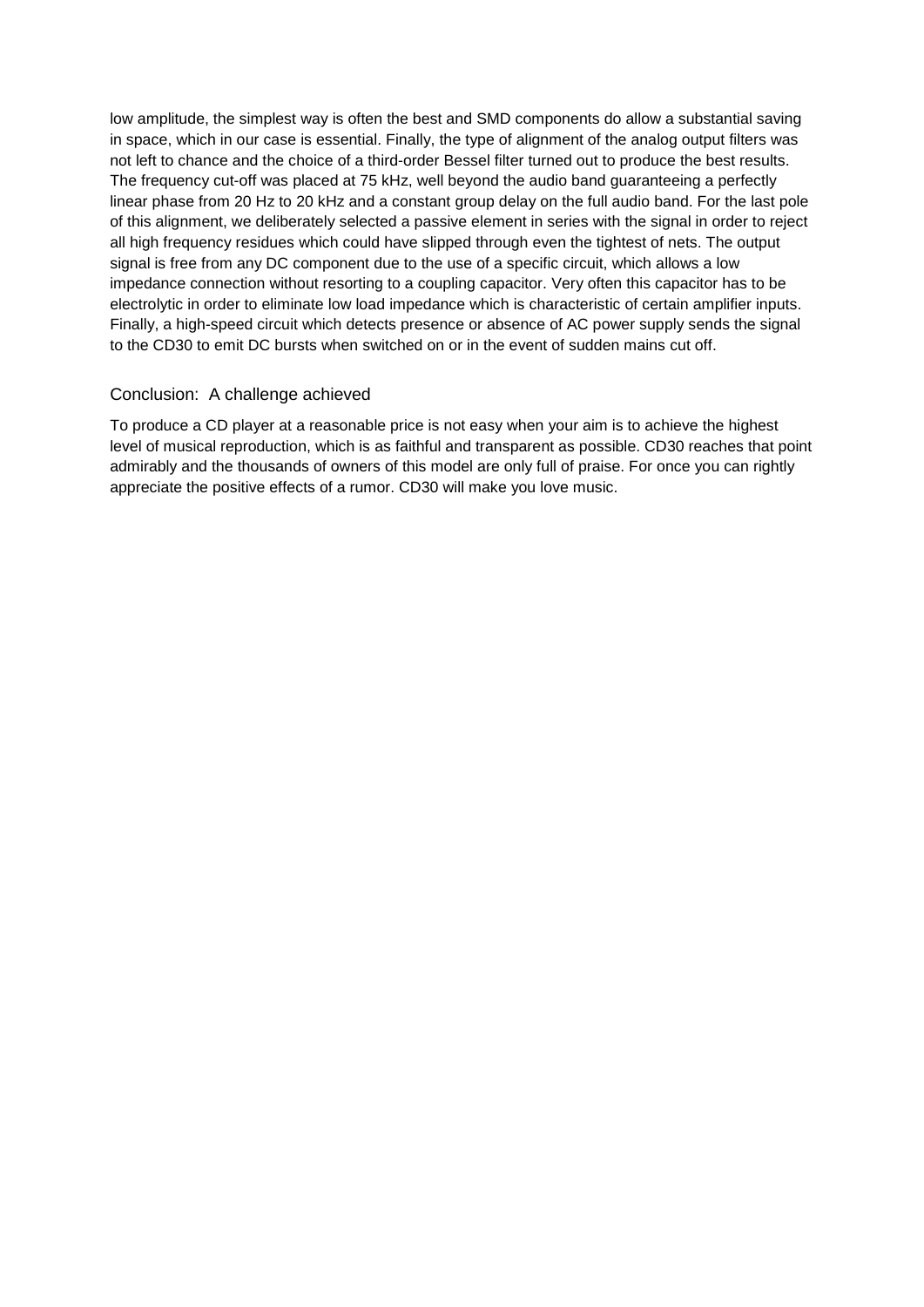low amplitude, the simplest way is often the best and SMD components do allow a substantial saving in space, which in our case is essential. Finally, the type of alignment of the analog output filters was not left to chance and the choice of a third-order Bessel filter turned out to produce the best results. The frequency cut-off was placed at 75 kHz, well beyond the audio band guaranteeing a perfectly linear phase from 20 Hz to 20 kHz and a constant group delay on the full audio band. For the last pole of this alignment, we deliberately selected a passive element in series with the signal in order to reject all high frequency residues which could have slipped through even the tightest of nets. The output signal is free from any DC component due to the use of a specific circuit, which allows a low impedance connection without resorting to a coupling capacitor. Very often this capacitor has to be electrolytic in order to eliminate low load impedance which is characteristic of certain amplifier inputs. Finally, a high-speed circuit which detects presence or absence of AC power supply sends the signal to the CD30 to emit DC bursts when switched on or in the event of sudden mains cut off.

## Conclusion: A challenge achieved

To produce a CD player at a reasonable price is not easy when your aim is to achieve the highest level of musical reproduction, which is as faithful and transparent as possible. CD30 reaches that point admirably and the thousands of owners of this model are only full of praise. For once you can rightly appreciate the positive effects of a rumor. CD30 will make you love music.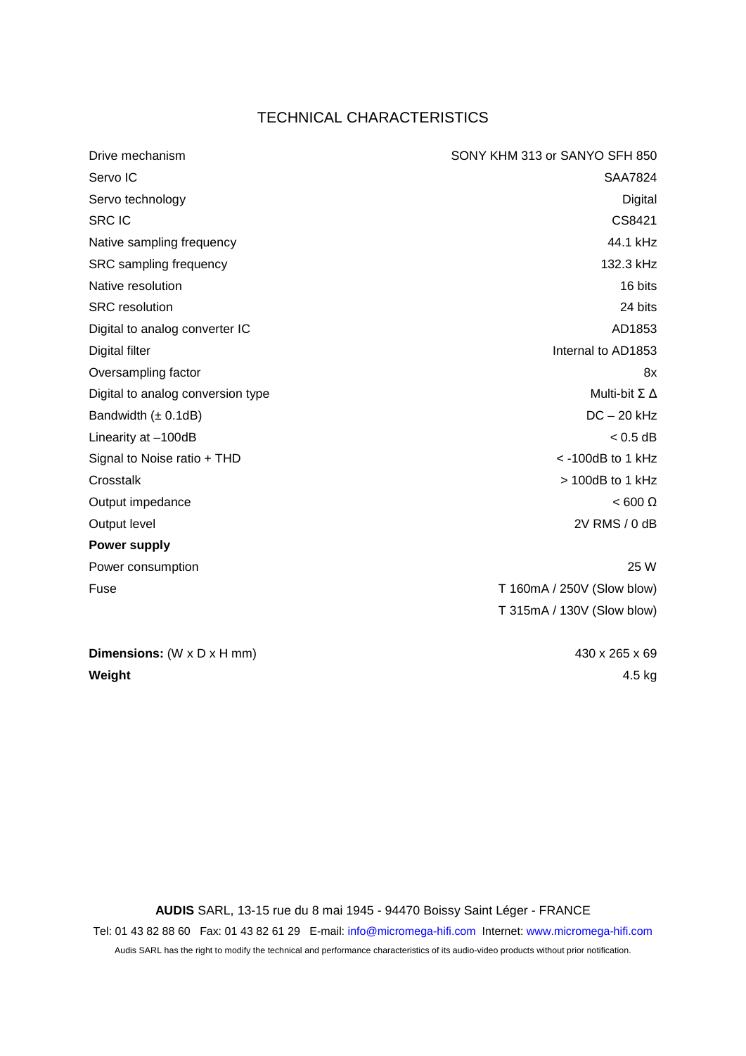# TECHNICAL CHARACTERISTICS

| | |
|---|---|
| Drive mechanism | SONY KHM 313 or SANYO SFH 850 |
| Servo IC | SAA7824 |
| Servo technology | Digital |
| SRC IC | CS8421 |
| Native sampling frequency | 44.1 kHz |
| SRC sampling frequency | 132.3 kHz |
| Native resolution | 16 bits |
| SRC resolution | 24 bits |
| Digital to analog converter IC | AD1853 |
| Digital filter | Internal to AD1853 |
| Oversampling factor | 8x |
| Digital to analog conversion type | Multi-bit Σ Δ |
| Bandwidth (± 0.1dB) | DC – 20 kHz |
| Linearity at –100dB | < 0.5 dB |
| Signal to Noise ratio + THD | < -100dB to 1 kHz |
| Crosstalk | > 100dB to 1 kHz |
| Output impedance | < 600 Ω |
| Output level | 2V RMS / 0 dB |
| **Power supply** | |
| Power consumption | 25 W |
| Fuse | T 160mA / 250V (Slow blow) |
| | T 315mA / 130V (Slow blow) |
| | |
| **Dimensions:** (W x D x H mm) | 430 x 265 x 69 |
| **Weight** | 4.5 kg |

**AUDIS** SARL, 13-15 rue du 8 mai 1945 - 94470 Boissy Saint Léger - FRANCE

Tel: 01 43 82 88 60 Fax: 01 43 82 61 29 E-mail: info@micromega-hifi.com Internet: www.micromega-hifi.com

Audis SARL has the right to modify the technical and performance characteristics of its audio-video products without prior notification.